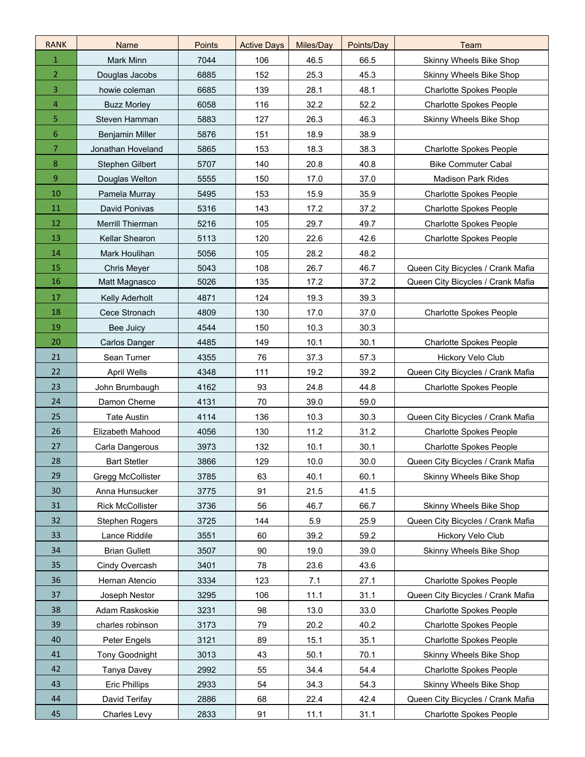| RANK | Name | Points | Active Days | Miles/Day | Points/Day | Team |
|---|---|---|---|---|---|---|
| 1 | Mark Minn | 7044 | 106 | 46.5 | 66.5 | Skinny Wheels Bike Shop |
| 2 | Douglas Jacobs | 6885 | 152 | 25.3 | 45.3 | Skinny Wheels Bike Shop |
| 3 | howie coleman | 6685 | 139 | 28.1 | 48.1 | Charlotte Spokes People |
| 4 | Buzz Morley | 6058 | 116 | 32.2 | 52.2 | Charlotte Spokes People |
| 5 | Steven Hamman | 5883 | 127 | 26.3 | 46.3 | Skinny Wheels Bike Shop |
| 6 | Benjamin Miller | 5876 | 151 | 18.9 | 38.9 | |
| 7 | Jonathan Hoveland | 5865 | 153 | 18.3 | 38.3 | Charlotte Spokes People |
| 8 | Stephen Gilbert | 5707 | 140 | 20.8 | 40.8 | Bike Commuter Cabal |
| 9 | Douglas Welton | 5555 | 150 | 17.0 | 37.0 | Madison Park Rides |
| 10 | Pamela Murray | 5495 | 153 | 15.9 | 35.9 | Charlotte Spokes People |
| 11 | David Ponivas | 5316 | 143 | 17.2 | 37.2 | Charlotte Spokes People |
| 12 | Merrill Thierman | 5216 | 105 | 29.7 | 49.7 | Charlotte Spokes People |
| 13 | Kellar Shearon | 5113 | 120 | 22.6 | 42.6 | Charlotte Spokes People |
| 14 | Mark Houlihan | 5056 | 105 | 28.2 | 48.2 | |
| 15 | Chris Meyer | 5043 | 108 | 26.7 | 46.7 | Queen City Bicycles / Crank Mafia |
| 16 | Matt Magnasco | 5026 | 135 | 17.2 | 37.2 | Queen City Bicycles / Crank Mafia |
| 17 | Kelly Aderholt | 4871 | 124 | 19.3 | 39.3 | |
| 18 | Cece Stronach | 4809 | 130 | 17.0 | 37.0 | Charlotte Spokes People |
| 19 | Bee Juicy | 4544 | 150 | 10.3 | 30.3 | |
| 20 | Carlos Danger | 4485 | 149 | 10.1 | 30.1 | Charlotte Spokes People |
| 21 | Sean Turner | 4355 | 76 | 37.3 | 57.3 | Hickory Velo Club |
| 22 | April Wells | 4348 | 111 | 19.2 | 39.2 | Queen City Bicycles / Crank Mafia |
| 23 | John Brumbaugh | 4162 | 93 | 24.8 | 44.8 | Charlotte Spokes People |
| 24 | Damon Cherne | 4131 | 70 | 39.0 | 59.0 | |
| 25 | Tate Austin | 4114 | 136 | 10.3 | 30.3 | Queen City Bicycles / Crank Mafia |
| 26 | Elizabeth Mahood | 4056 | 130 | 11.2 | 31.2 | Charlotte Spokes People |
| 27 | Carla Dangerous | 3973 | 132 | 10.1 | 30.1 | Charlotte Spokes People |
| 28 | Bart Stetler | 3866 | 129 | 10.0 | 30.0 | Queen City Bicycles / Crank Mafia |
| 29 | Gregg McCollister | 3785 | 63 | 40.1 | 60.1 | Skinny Wheels Bike Shop |
| 30 | Anna Hunsucker | 3775 | 91 | 21.5 | 41.5 | |
| 31 | Rick McCollister | 3736 | 56 | 46.7 | 66.7 | Skinny Wheels Bike Shop |
| 32 | Stephen Rogers | 3725 | 144 | 5.9 | 25.9 | Queen City Bicycles / Crank Mafia |
| 33 | Lance Riddile | 3551 | 60 | 39.2 | 59.2 | Hickory Velo Club |
| 34 | Brian Gullett | 3507 | 90 | 19.0 | 39.0 | Skinny Wheels Bike Shop |
| 35 | Cindy Overcash | 3401 | 78 | 23.6 | 43.6 | |
| 36 | Hernan Atencio | 3334 | 123 | 7.1 | 27.1 | Charlotte Spokes People |
| 37 | Joseph Nestor | 3295 | 106 | 11.1 | 31.1 | Queen City Bicycles / Crank Mafia |
| 38 | Adam Raskoskie | 3231 | 98 | 13.0 | 33.0 | Charlotte Spokes People |
| 39 | charles robinson | 3173 | 79 | 20.2 | 40.2 | Charlotte Spokes People |
| 40 | Peter Engels | 3121 | 89 | 15.1 | 35.1 | Charlotte Spokes People |
| 41 | Tony Goodnight | 3013 | 43 | 50.1 | 70.1 | Skinny Wheels Bike Shop |
| 42 | Tanya Davey | 2992 | 55 | 34.4 | 54.4 | Charlotte Spokes People |
| 43 | Eric Phillips | 2933 | 54 | 34.3 | 54.3 | Skinny Wheels Bike Shop |
| 44 | David Terifay | 2886 | 68 | 22.4 | 42.4 | Queen City Bicycles / Crank Mafia |
| 45 | Charles Levy | 2833 | 91 | 11.1 | 31.1 | Charlotte Spokes People |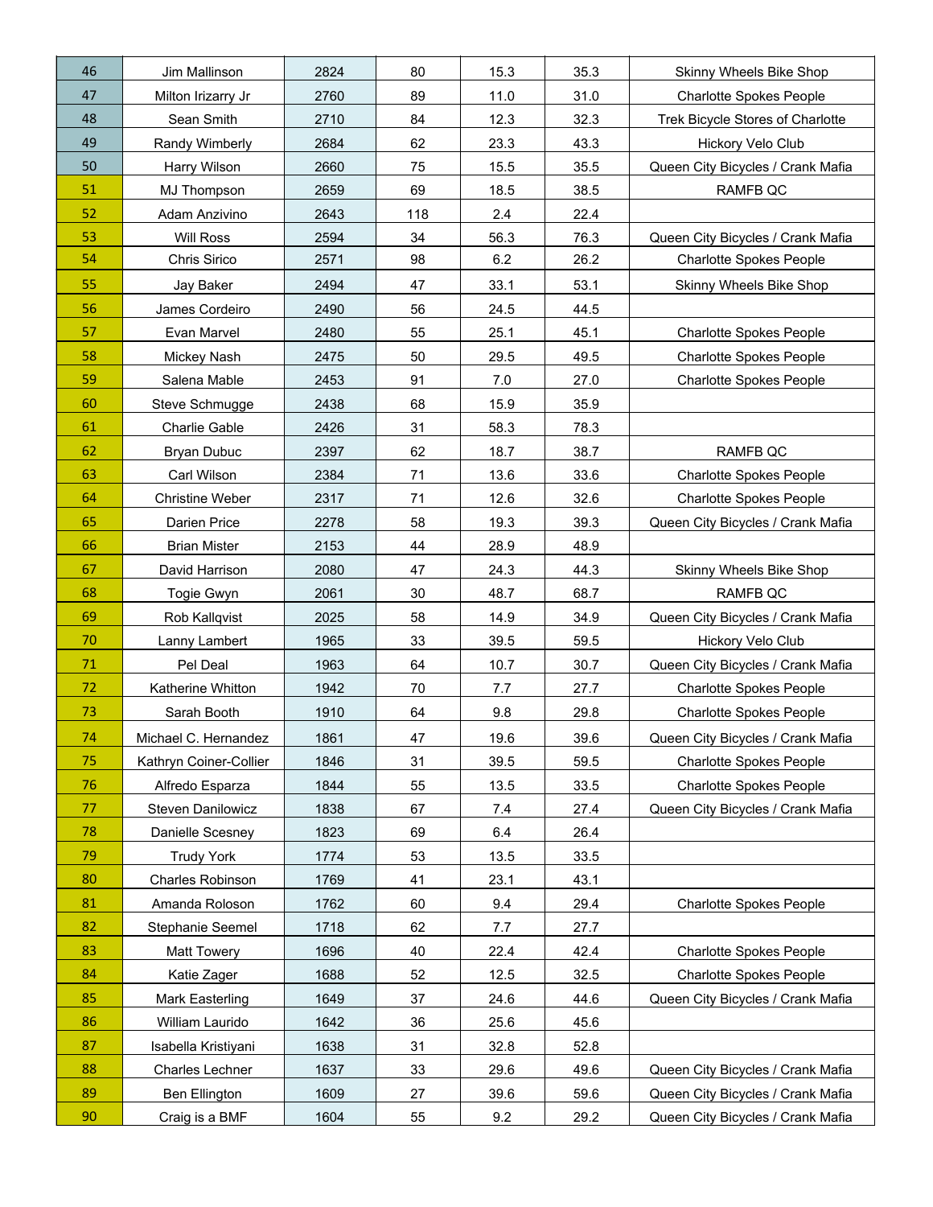| | | | | | | |
|---|---|---|---|---|---|---|
| 46 | Jim Mallinson | 2824 | 80 | 15.3 | 35.3 | Skinny Wheels Bike Shop |
| 47 | Milton Irizarry Jr | 2760 | 89 | 11.0 | 31.0 | Charlotte Spokes People |
| 48 | Sean Smith | 2710 | 84 | 12.3 | 32.3 | Trek Bicycle Stores of Charlotte |
| 49 | Randy Wimberly | 2684 | 62 | 23.3 | 43.3 | Hickory Velo Club |
| 50 | Harry Wilson | 2660 | 75 | 15.5 | 35.5 | Queen City Bicycles / Crank Mafia |
| 51 | MJ Thompson | 2659 | 69 | 18.5 | 38.5 | RAMFB QC |
| 52 | Adam Anzivino | 2643 | 118 | 2.4 | 22.4 | |
| 53 | Will Ross | 2594 | 34 | 56.3 | 76.3 | Queen City Bicycles / Crank Mafia |
| 54 | Chris Sirico | 2571 | 98 | 6.2 | 26.2 | Charlotte Spokes People |
| 55 | Jay Baker | 2494 | 47 | 33.1 | 53.1 | Skinny Wheels Bike Shop |
| 56 | James Cordeiro | 2490 | 56 | 24.5 | 44.5 | |
| 57 | Evan Marvel | 2480 | 55 | 25.1 | 45.1 | Charlotte Spokes People |
| 58 | Mickey Nash | 2475 | 50 | 29.5 | 49.5 | Charlotte Spokes People |
| 59 | Salena Mable | 2453 | 91 | 7.0 | 27.0 | Charlotte Spokes People |
| 60 | Steve Schmugge | 2438 | 68 | 15.9 | 35.9 | |
| 61 | Charlie Gable | 2426 | 31 | 58.3 | 78.3 | |
| 62 | Bryan Dubuc | 2397 | 62 | 18.7 | 38.7 | RAMFB QC |
| 63 | Carl Wilson | 2384 | 71 | 13.6 | 33.6 | Charlotte Spokes People |
| 64 | Christine Weber | 2317 | 71 | 12.6 | 32.6 | Charlotte Spokes People |
| 65 | Darien Price | 2278 | 58 | 19.3 | 39.3 | Queen City Bicycles / Crank Mafia |
| 66 | Brian Mister | 2153 | 44 | 28.9 | 48.9 | |
| 67 | David Harrison | 2080 | 47 | 24.3 | 44.3 | Skinny Wheels Bike Shop |
| 68 | Togie Gwyn | 2061 | 30 | 48.7 | 68.7 | RAMFB QC |
| 69 | Rob Kallqvist | 2025 | 58 | 14.9 | 34.9 | Queen City Bicycles / Crank Mafia |
| 70 | Lanny Lambert | 1965 | 33 | 39.5 | 59.5 | Hickory Velo Club |
| 71 | Pel Deal | 1963 | 64 | 10.7 | 30.7 | Queen City Bicycles / Crank Mafia |
| 72 | Katherine Whitton | 1942 | 70 | 7.7 | 27.7 | Charlotte Spokes People |
| 73 | Sarah Booth | 1910 | 64 | 9.8 | 29.8 | Charlotte Spokes People |
| 74 | Michael C. Hernandez | 1861 | 47 | 19.6 | 39.6 | Queen City Bicycles / Crank Mafia |
| 75 | Kathryn Coiner-Collier | 1846 | 31 | 39.5 | 59.5 | Charlotte Spokes People |
| 76 | Alfredo Esparza | 1844 | 55 | 13.5 | 33.5 | Charlotte Spokes People |
| 77 | Steven Danilowicz | 1838 | 67 | 7.4 | 27.4 | Queen City Bicycles / Crank Mafia |
| 78 | Danielle Scesney | 1823 | 69 | 6.4 | 26.4 | |
| 79 | Trudy York | 1774 | 53 | 13.5 | 33.5 | |
| 80 | Charles Robinson | 1769 | 41 | 23.1 | 43.1 | |
| 81 | Amanda Roloson | 1762 | 60 | 9.4 | 29.4 | Charlotte Spokes People |
| 82 | Stephanie Seemel | 1718 | 62 | 7.7 | 27.7 | |
| 83 | Matt Towery | 1696 | 40 | 22.4 | 42.4 | Charlotte Spokes People |
| 84 | Katie Zager | 1688 | 52 | 12.5 | 32.5 | Charlotte Spokes People |
| 85 | Mark Easterling | 1649 | 37 | 24.6 | 44.6 | Queen City Bicycles / Crank Mafia |
| 86 | William Laurido | 1642 | 36 | 25.6 | 45.6 | |
| 87 | Isabella Kristiyani | 1638 | 31 | 32.8 | 52.8 | |
| 88 | Charles Lechner | 1637 | 33 | 29.6 | 49.6 | Queen City Bicycles / Crank Mafia |
| 89 | Ben Ellington | 1609 | 27 | 39.6 | 59.6 | Queen City Bicycles / Crank Mafia |
| 90 | Craig is a BMF | 1604 | 55 | 9.2 | 29.2 | Queen City Bicycles / Crank Mafia |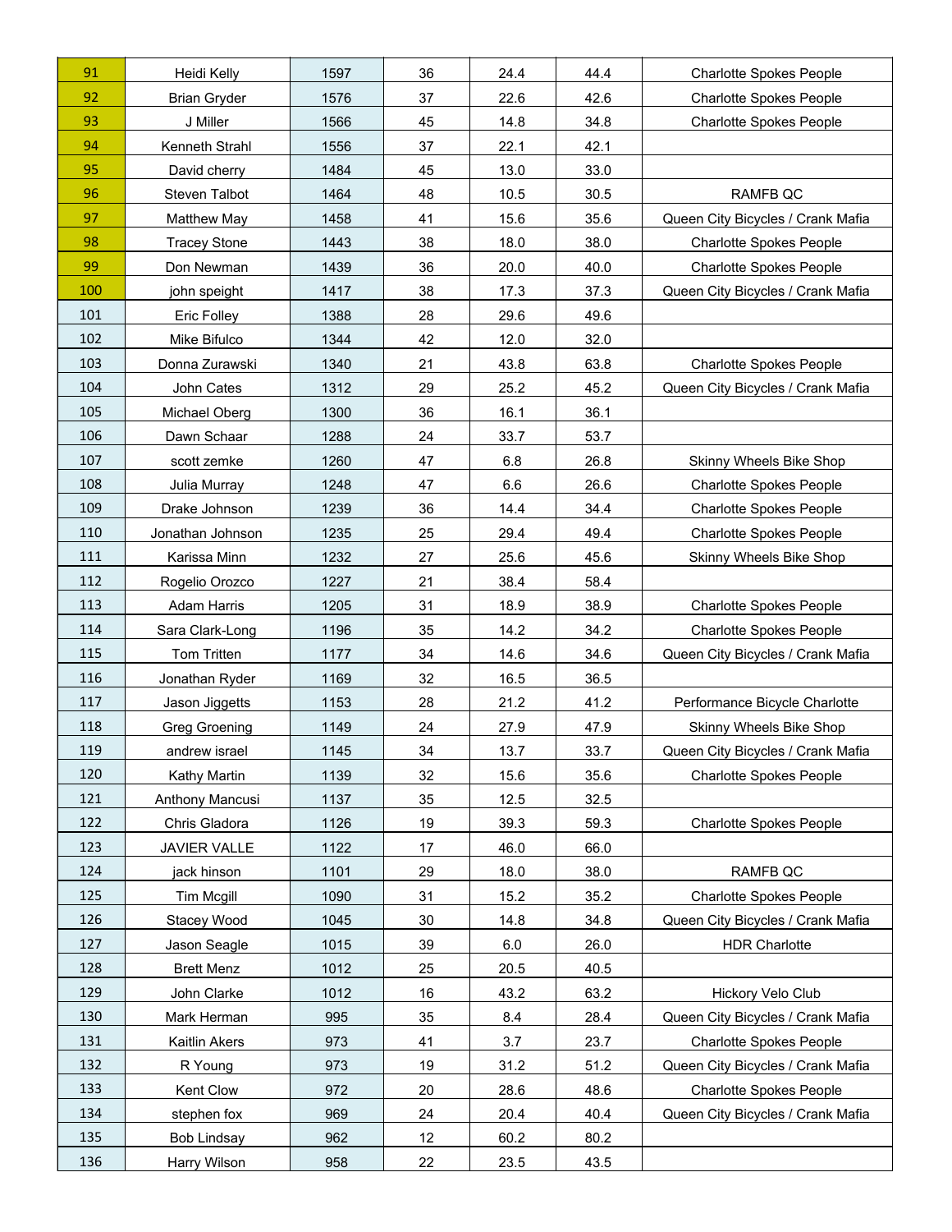| | | | | | | |
|---|---|---|---|---|---|---|
| 91 | Heidi Kelly | 1597 | 36 | 24.4 | 44.4 | Charlotte Spokes People |
| 92 | Brian Gryder | 1576 | 37 | 22.6 | 42.6 | Charlotte Spokes People |
| 93 | J Miller | 1566 | 45 | 14.8 | 34.8 | Charlotte Spokes People |
| 94 | Kenneth Strahl | 1556 | 37 | 22.1 | 42.1 | |
| 95 | David cherry | 1484 | 45 | 13.0 | 33.0 | |
| 96 | Steven Talbot | 1464 | 48 | 10.5 | 30.5 | RAMFB QC |
| 97 | Matthew May | 1458 | 41 | 15.6 | 35.6 | Queen City Bicycles / Crank Mafia |
| 98 | Tracey Stone | 1443 | 38 | 18.0 | 38.0 | Charlotte Spokes People |
| 99 | Don Newman | 1439 | 36 | 20.0 | 40.0 | Charlotte Spokes People |
| 100 | john speight | 1417 | 38 | 17.3 | 37.3 | Queen City Bicycles / Crank Mafia |
| 101 | Eric Folley | 1388 | 28 | 29.6 | 49.6 | |
| 102 | Mike Bifulco | 1344 | 42 | 12.0 | 32.0 | |
| 103 | Donna Zurawski | 1340 | 21 | 43.8 | 63.8 | Charlotte Spokes People |
| 104 | John Cates | 1312 | 29 | 25.2 | 45.2 | Queen City Bicycles / Crank Mafia |
| 105 | Michael Oberg | 1300 | 36 | 16.1 | 36.1 | |
| 106 | Dawn Schaar | 1288 | 24 | 33.7 | 53.7 | |
| 107 | scott zemke | 1260 | 47 | 6.8 | 26.8 | Skinny Wheels Bike Shop |
| 108 | Julia Murray | 1248 | 47 | 6.6 | 26.6 | Charlotte Spokes People |
| 109 | Drake Johnson | 1239 | 36 | 14.4 | 34.4 | Charlotte Spokes People |
| 110 | Jonathan Johnson | 1235 | 25 | 29.4 | 49.4 | Charlotte Spokes People |
| 111 | Karissa Minn | 1232 | 27 | 25.6 | 45.6 | Skinny Wheels Bike Shop |
| 112 | Rogelio Orozco | 1227 | 21 | 38.4 | 58.4 | |
| 113 | Adam Harris | 1205 | 31 | 18.9 | 38.9 | Charlotte Spokes People |
| 114 | Sara Clark-Long | 1196 | 35 | 14.2 | 34.2 | Charlotte Spokes People |
| 115 | Tom Tritten | 1177 | 34 | 14.6 | 34.6 | Queen City Bicycles / Crank Mafia |
| 116 | Jonathan Ryder | 1169 | 32 | 16.5 | 36.5 | |
| 117 | Jason Jiggetts | 1153 | 28 | 21.2 | 41.2 | Performance Bicycle Charlotte |
| 118 | Greg Groening | 1149 | 24 | 27.9 | 47.9 | Skinny Wheels Bike Shop |
| 119 | andrew israel | 1145 | 34 | 13.7 | 33.7 | Queen City Bicycles / Crank Mafia |
| 120 | Kathy Martin | 1139 | 32 | 15.6 | 35.6 | Charlotte Spokes People |
| 121 | Anthony Mancusi | 1137 | 35 | 12.5 | 32.5 | |
| 122 | Chris Gladora | 1126 | 19 | 39.3 | 59.3 | Charlotte Spokes People |
| 123 | JAVIER VALLE | 1122 | 17 | 46.0 | 66.0 | |
| 124 | jack hinson | 1101 | 29 | 18.0 | 38.0 | RAMFB QC |
| 125 | Tim Mcgill | 1090 | 31 | 15.2 | 35.2 | Charlotte Spokes People |
| 126 | Stacey Wood | 1045 | 30 | 14.8 | 34.8 | Queen City Bicycles / Crank Mafia |
| 127 | Jason Seagle | 1015 | 39 | 6.0 | 26.0 | HDR Charlotte |
| 128 | Brett Menz | 1012 | 25 | 20.5 | 40.5 | |
| 129 | John Clarke | 1012 | 16 | 43.2 | 63.2 | Hickory Velo Club |
| 130 | Mark Herman | 995 | 35 | 8.4 | 28.4 | Queen City Bicycles / Crank Mafia |
| 131 | Kaitlin Akers | 973 | 41 | 3.7 | 23.7 | Charlotte Spokes People |
| 132 | R Young | 973 | 19 | 31.2 | 51.2 | Queen City Bicycles / Crank Mafia |
| 133 | Kent Clow | 972 | 20 | 28.6 | 48.6 | Charlotte Spokes People |
| 134 | stephen fox | 969 | 24 | 20.4 | 40.4 | Queen City Bicycles / Crank Mafia |
| 135 | Bob Lindsay | 962 | 12 | 60.2 | 80.2 | |
| 136 | Harry Wilson | 958 | 22 | 23.5 | 43.5 | |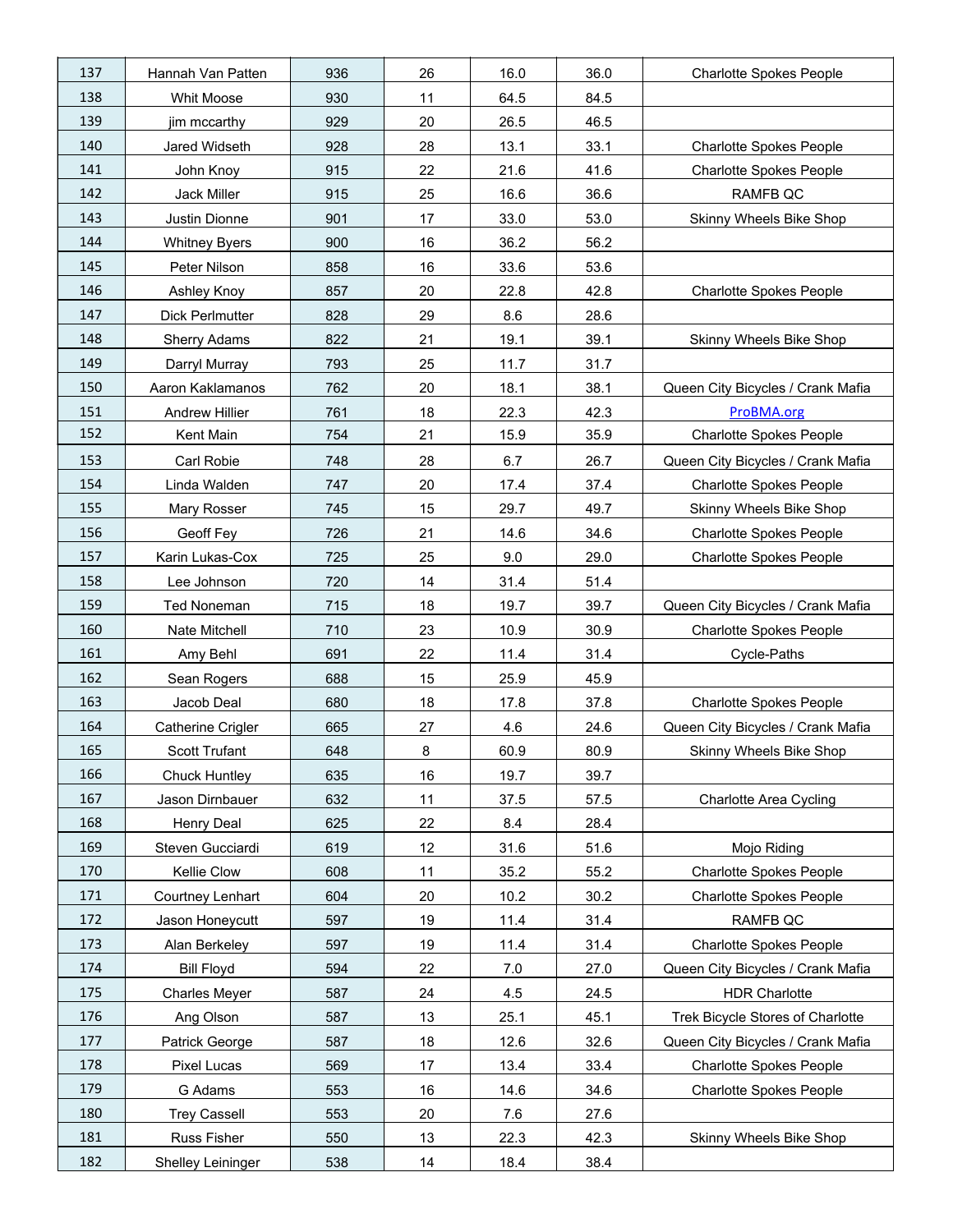| | | | | | | |
|---|---|---|---|---|---|---|
| 137 | Hannah Van Patten | 936 | 26 | 16.0 | 36.0 | Charlotte Spokes People |
| 138 | Whit Moose | 930 | 11 | 64.5 | 84.5 | |
| 139 | jim mccarthy | 929 | 20 | 26.5 | 46.5 | |
| 140 | Jared Widseth | 928 | 28 | 13.1 | 33.1 | Charlotte Spokes People |
| 141 | John Knoy | 915 | 22 | 21.6 | 41.6 | Charlotte Spokes People |
| 142 | Jack Miller | 915 | 25 | 16.6 | 36.6 | RAMFB QC |
| 143 | Justin Dionne | 901 | 17 | 33.0 | 53.0 | Skinny Wheels Bike Shop |
| 144 | Whitney Byers | 900 | 16 | 36.2 | 56.2 | |
| 145 | Peter Nilson | 858 | 16 | 33.6 | 53.6 | |
| 146 | Ashley Knoy | 857 | 20 | 22.8 | 42.8 | Charlotte Spokes People |
| 147 | Dick Perlmutter | 828 | 29 | 8.6 | 28.6 | |
| 148 | Sherry Adams | 822 | 21 | 19.1 | 39.1 | Skinny Wheels Bike Shop |
| 149 | Darryl Murray | 793 | 25 | 11.7 | 31.7 | |
| 150 | Aaron Kaklamanos | 762 | 20 | 18.1 | 38.1 | Queen City Bicycles / Crank Mafia |
| 151 | Andrew Hillier | 761 | 18 | 22.3 | 42.3 | ProBMA.org |
| 152 | Kent Main | 754 | 21 | 15.9 | 35.9 | Charlotte Spokes People |
| 153 | Carl Robie | 748 | 28 | 6.7 | 26.7 | Queen City Bicycles / Crank Mafia |
| 154 | Linda Walden | 747 | 20 | 17.4 | 37.4 | Charlotte Spokes People |
| 155 | Mary Rosser | 745 | 15 | 29.7 | 49.7 | Skinny Wheels Bike Shop |
| 156 | Geoff Fey | 726 | 21 | 14.6 | 34.6 | Charlotte Spokes People |
| 157 | Karin Lukas-Cox | 725 | 25 | 9.0 | 29.0 | Charlotte Spokes People |
| 158 | Lee Johnson | 720 | 14 | 31.4 | 51.4 | |
| 159 | Ted Noneman | 715 | 18 | 19.7 | 39.7 | Queen City Bicycles / Crank Mafia |
| 160 | Nate Mitchell | 710 | 23 | 10.9 | 30.9 | Charlotte Spokes People |
| 161 | Amy Behl | 691 | 22 | 11.4 | 31.4 | Cycle-Paths |
| 162 | Sean Rogers | 688 | 15 | 25.9 | 45.9 | |
| 163 | Jacob Deal | 680 | 18 | 17.8 | 37.8 | Charlotte Spokes People |
| 164 | Catherine Crigler | 665 | 27 | 4.6 | 24.6 | Queen City Bicycles / Crank Mafia |
| 165 | Scott Trufant | 648 | 8 | 60.9 | 80.9 | Skinny Wheels Bike Shop |
| 166 | Chuck Huntley | 635 | 16 | 19.7 | 39.7 | |
| 167 | Jason Dirnbauer | 632 | 11 | 37.5 | 57.5 | Charlotte Area Cycling |
| 168 | Henry Deal | 625 | 22 | 8.4 | 28.4 | |
| 169 | Steven Gucciardi | 619 | 12 | 31.6 | 51.6 | Mojo Riding |
| 170 | Kellie Clow | 608 | 11 | 35.2 | 55.2 | Charlotte Spokes People |
| 171 | Courtney Lenhart | 604 | 20 | 10.2 | 30.2 | Charlotte Spokes People |
| 172 | Jason Honeycutt | 597 | 19 | 11.4 | 31.4 | RAMFB QC |
| 173 | Alan Berkeley | 597 | 19 | 11.4 | 31.4 | Charlotte Spokes People |
| 174 | Bill Floyd | 594 | 22 | 7.0 | 27.0 | Queen City Bicycles / Crank Mafia |
| 175 | Charles Meyer | 587 | 24 | 4.5 | 24.5 | HDR Charlotte |
| 176 | Ang Olson | 587 | 13 | 25.1 | 45.1 | Trek Bicycle Stores of Charlotte |
| 177 | Patrick George | 587 | 18 | 12.6 | 32.6 | Queen City Bicycles / Crank Mafia |
| 178 | Pixel Lucas | 569 | 17 | 13.4 | 33.4 | Charlotte Spokes People |
| 179 | G Adams | 553 | 16 | 14.6 | 34.6 | Charlotte Spokes People |
| 180 | Trey Cassell | 553 | 20 | 7.6 | 27.6 | |
| 181 | Russ Fisher | 550 | 13 | 22.3 | 42.3 | Skinny Wheels Bike Shop |
| 182 | Shelley Leininger | 538 | 14 | 18.4 | 38.4 | |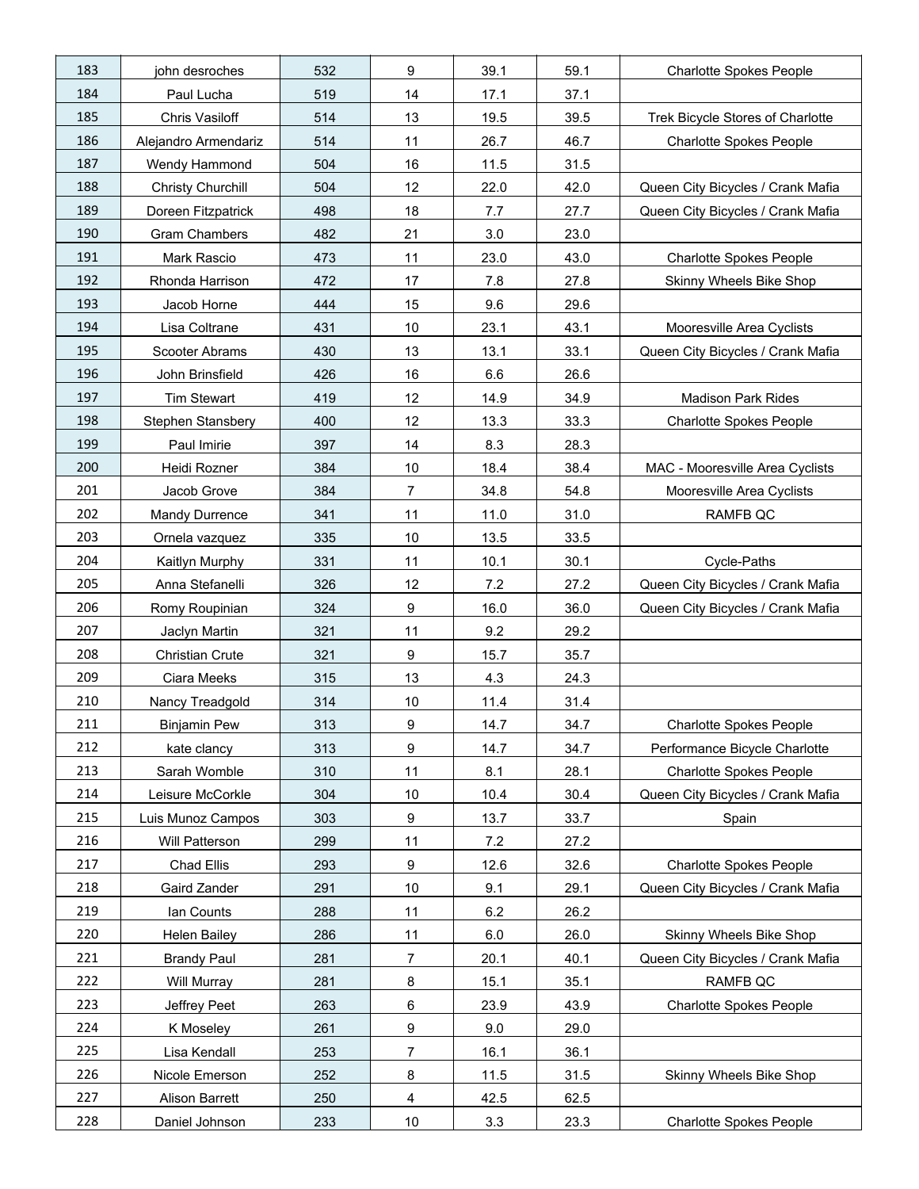| 183 | john desroches | 532 | 9 | 39.1 | 59.1 | Charlotte Spokes People |
|---|---|---|---|---|---|---|
| 184 | Paul Lucha | 519 | 14 | 17.1 | 37.1 | |
| 185 | Chris Vasiloff | 514 | 13 | 19.5 | 39.5 | Trek Bicycle Stores of Charlotte |
| 186 | Alejandro Armendariz | 514 | 11 | 26.7 | 46.7 | Charlotte Spokes People |
| 187 | Wendy Hammond | 504 | 16 | 11.5 | 31.5 | |
| 188 | Christy Churchill | 504 | 12 | 22.0 | 42.0 | Queen City Bicycles / Crank Mafia |
| 189 | Doreen Fitzpatrick | 498 | 18 | 7.7 | 27.7 | Queen City Bicycles / Crank Mafia |
| 190 | Gram Chambers | 482 | 21 | 3.0 | 23.0 | |
| 191 | Mark Rascio | 473 | 11 | 23.0 | 43.0 | Charlotte Spokes People |
| 192 | Rhonda Harrison | 472 | 17 | 7.8 | 27.8 | Skinny Wheels Bike Shop |
| 193 | Jacob Horne | 444 | 15 | 9.6 | 29.6 | |
| 194 | Lisa Coltrane | 431 | 10 | 23.1 | 43.1 | Mooresville Area Cyclists |
| 195 | Scooter Abrams | 430 | 13 | 13.1 | 33.1 | Queen City Bicycles / Crank Mafia |
| 196 | John Brinsfield | 426 | 16 | 6.6 | 26.6 | |
| 197 | Tim Stewart | 419 | 12 | 14.9 | 34.9 | Madison Park Rides |
| 198 | Stephen Stansbery | 400 | 12 | 13.3 | 33.3 | Charlotte Spokes People |
| 199 | Paul Imirie | 397 | 14 | 8.3 | 28.3 | |
| 200 | Heidi Rozner | 384 | 10 | 18.4 | 38.4 | MAC - Mooresville Area Cyclists |
| 201 | Jacob Grove | 384 | 7 | 34.8 | 54.8 | Mooresville Area Cyclists |
| 202 | Mandy Durrence | 341 | 11 | 11.0 | 31.0 | RAMFB QC |
| 203 | Ornela vazquez | 335 | 10 | 13.5 | 33.5 | |
| 204 | Kaitlyn Murphy | 331 | 11 | 10.1 | 30.1 | Cycle-Paths |
| 205 | Anna Stefanelli | 326 | 12 | 7.2 | 27.2 | Queen City Bicycles / Crank Mafia |
| 206 | Romy Roupinian | 324 | 9 | 16.0 | 36.0 | Queen City Bicycles / Crank Mafia |
| 207 | Jaclyn Martin | 321 | 11 | 9.2 | 29.2 | |
| 208 | Christian Crute | 321 | 9 | 15.7 | 35.7 | |
| 209 | Ciara Meeks | 315 | 13 | 4.3 | 24.3 | |
| 210 | Nancy Treadgold | 314 | 10 | 11.4 | 31.4 | |
| 211 | Binjamin Pew | 313 | 9 | 14.7 | 34.7 | Charlotte Spokes People |
| 212 | kate clancy | 313 | 9 | 14.7 | 34.7 | Performance Bicycle Charlotte |
| 213 | Sarah Womble | 310 | 11 | 8.1 | 28.1 | Charlotte Spokes People |
| 214 | Leisure McCorkle | 304 | 10 | 10.4 | 30.4 | Queen City Bicycles / Crank Mafia |
| 215 | Luis Munoz Campos | 303 | 9 | 13.7 | 33.7 | Spain |
| 216 | Will Patterson | 299 | 11 | 7.2 | 27.2 | |
| 217 | Chad Ellis | 293 | 9 | 12.6 | 32.6 | Charlotte Spokes People |
| 218 | Gaird Zander | 291 | 10 | 9.1 | 29.1 | Queen City Bicycles / Crank Mafia |
| 219 | Ian Counts | 288 | 11 | 6.2 | 26.2 | |
| 220 | Helen Bailey | 286 | 11 | 6.0 | 26.0 | Skinny Wheels Bike Shop |
| 221 | Brandy Paul | 281 | 7 | 20.1 | 40.1 | Queen City Bicycles / Crank Mafia |
| 222 | Will Murray | 281 | 8 | 15.1 | 35.1 | RAMFB QC |
| 223 | Jeffrey Peet | 263 | 6 | 23.9 | 43.9 | Charlotte Spokes People |
| 224 | K Moseley | 261 | 9 | 9.0 | 29.0 | |
| 225 | Lisa Kendall | 253 | 7 | 16.1 | 36.1 | |
| 226 | Nicole Emerson | 252 | 8 | 11.5 | 31.5 | Skinny Wheels Bike Shop |
| 227 | Alison Barrett | 250 | 4 | 42.5 | 62.5 | |
| 228 | Daniel Johnson | 233 | 10 | 3.3 | 23.3 | Charlotte Spokes People |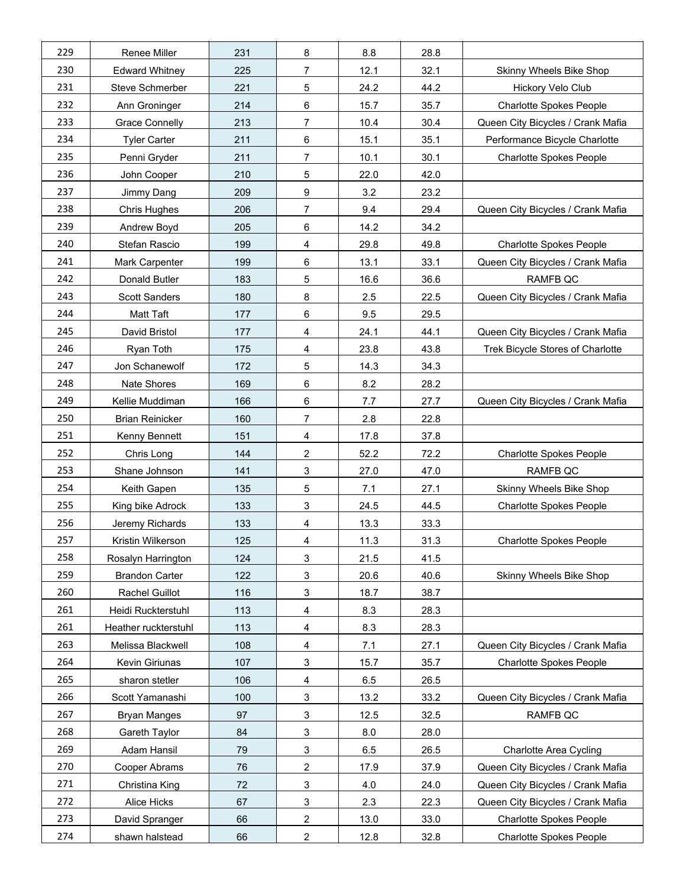| | | | | | | |
|---|---|---|---|---|---|---|
| 229 | Renee Miller | 231 | 8 | 8.8 | 28.8 | |
| 230 | Edward Whitney | 225 | 7 | 12.1 | 32.1 | Skinny Wheels Bike Shop |
| 231 | Steve Schmerber | 221 | 5 | 24.2 | 44.2 | Hickory Velo Club |
| 232 | Ann Groninger | 214 | 6 | 15.7 | 35.7 | Charlotte Spokes People |
| 233 | Grace Connelly | 213 | 7 | 10.4 | 30.4 | Queen City Bicycles / Crank Mafia |
| 234 | Tyler Carter | 211 | 6 | 15.1 | 35.1 | Performance Bicycle Charlotte |
| 235 | Penni Gryder | 211 | 7 | 10.1 | 30.1 | Charlotte Spokes People |
| 236 | John Cooper | 210 | 5 | 22.0 | 42.0 | |
| 237 | Jimmy Dang | 209 | 9 | 3.2 | 23.2 | |
| 238 | Chris Hughes | 206 | 7 | 9.4 | 29.4 | Queen City Bicycles / Crank Mafia |
| 239 | Andrew Boyd | 205 | 6 | 14.2 | 34.2 | |
| 240 | Stefan Rascio | 199 | 4 | 29.8 | 49.8 | Charlotte Spokes People |
| 241 | Mark Carpenter | 199 | 6 | 13.1 | 33.1 | Queen City Bicycles / Crank Mafia |
| 242 | Donald Butler | 183 | 5 | 16.6 | 36.6 | RAMFB QC |
| 243 | Scott Sanders | 180 | 8 | 2.5 | 22.5 | Queen City Bicycles / Crank Mafia |
| 244 | Matt Taft | 177 | 6 | 9.5 | 29.5 | |
| 245 | David Bristol | 177 | 4 | 24.1 | 44.1 | Queen City Bicycles / Crank Mafia |
| 246 | Ryan Toth | 175 | 4 | 23.8 | 43.8 | Trek Bicycle Stores of Charlotte |
| 247 | Jon Schanewolf | 172 | 5 | 14.3 | 34.3 | |
| 248 | Nate Shores | 169 | 6 | 8.2 | 28.2 | |
| 249 | Kellie Muddiman | 166 | 6 | 7.7 | 27.7 | Queen City Bicycles / Crank Mafia |
| 250 | Brian Reinicker | 160 | 7 | 2.8 | 22.8 | |
| 251 | Kenny Bennett | 151 | 4 | 17.8 | 37.8 | |
| 252 | Chris Long | 144 | 2 | 52.2 | 72.2 | Charlotte Spokes People |
| 253 | Shane Johnson | 141 | 3 | 27.0 | 47.0 | RAMFB QC |
| 254 | Keith Gapen | 135 | 5 | 7.1 | 27.1 | Skinny Wheels Bike Shop |
| 255 | King bike Adrock | 133 | 3 | 24.5 | 44.5 | Charlotte Spokes People |
| 256 | Jeremy Richards | 133 | 4 | 13.3 | 33.3 | |
| 257 | Kristin Wilkerson | 125 | 4 | 11.3 | 31.3 | Charlotte Spokes People |
| 258 | Rosalyn Harrington | 124 | 3 | 21.5 | 41.5 | |
| 259 | Brandon Carter | 122 | 3 | 20.6 | 40.6 | Skinny Wheels Bike Shop |
| 260 | Rachel Guillot | 116 | 3 | 18.7 | 38.7 | |
| 261 | Heidi Ruckterstuhl | 113 | 4 | 8.3 | 28.3 | |
| 261 | Heather ruckterstuhl | 113 | 4 | 8.3 | 28.3 | |
| 263 | Melissa Blackwell | 108 | 4 | 7.1 | 27.1 | Queen City Bicycles / Crank Mafia |
| 264 | Kevin Giriunas | 107 | 3 | 15.7 | 35.7 | Charlotte Spokes People |
| 265 | sharon stetler | 106 | 4 | 6.5 | 26.5 | |
| 266 | Scott Yamanashi | 100 | 3 | 13.2 | 33.2 | Queen City Bicycles / Crank Mafia |
| 267 | Bryan Manges | 97 | 3 | 12.5 | 32.5 | RAMFB QC |
| 268 | Gareth Taylor | 84 | 3 | 8.0 | 28.0 | |
| 269 | Adam Hansil | 79 | 3 | 6.5 | 26.5 | Charlotte Area Cycling |
| 270 | Cooper Abrams | 76 | 2 | 17.9 | 37.9 | Queen City Bicycles / Crank Mafia |
| 271 | Christina King | 72 | 3 | 4.0 | 24.0 | Queen City Bicycles / Crank Mafia |
| 272 | Alice Hicks | 67 | 3 | 2.3 | 22.3 | Queen City Bicycles / Crank Mafia |
| 273 | David Spranger | 66 | 2 | 13.0 | 33.0 | Charlotte Spokes People |
| 274 | shawn halstead | 66 | 2 | 12.8 | 32.8 | Charlotte Spokes People |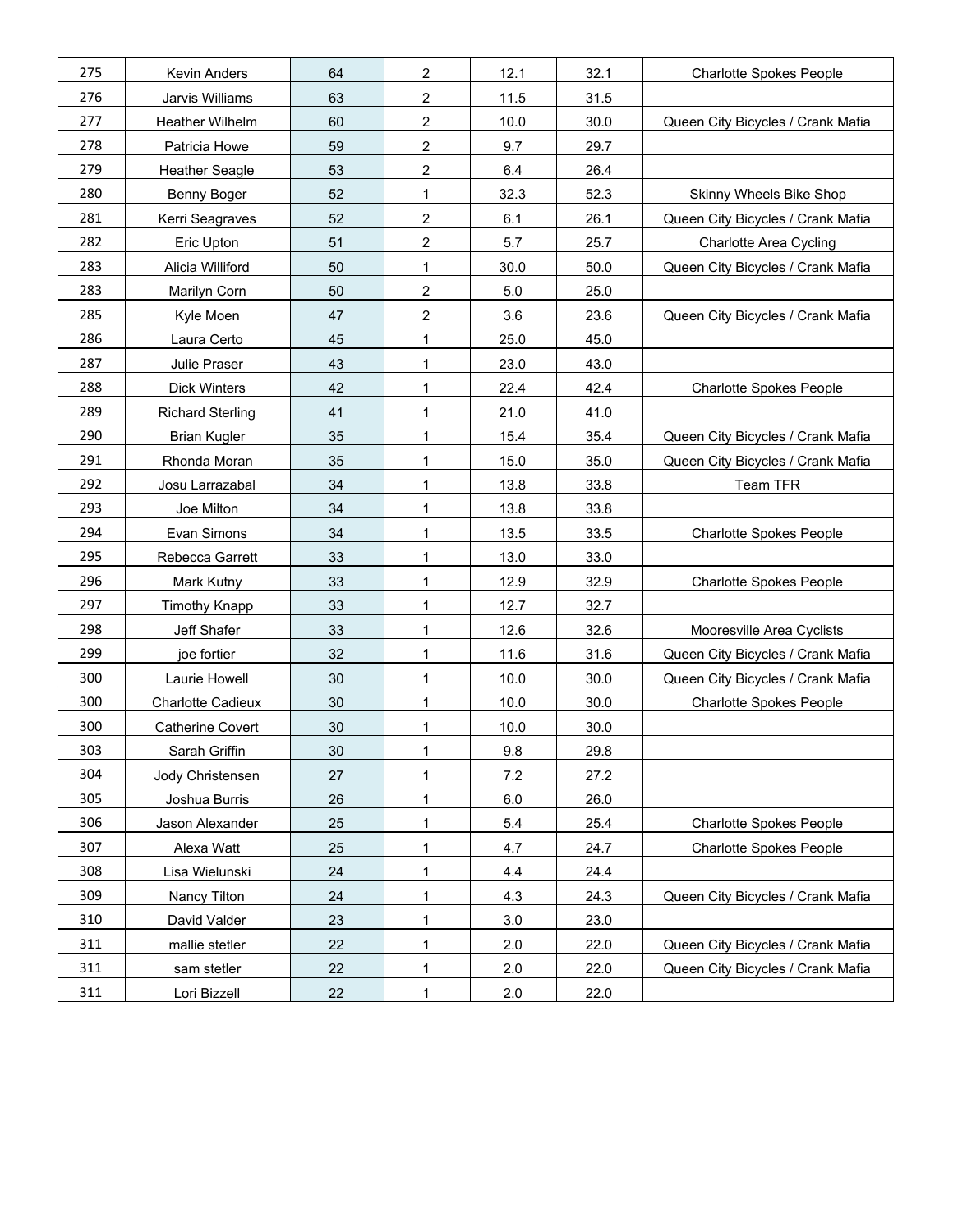| | | | | | | |
|---|---|---|---|---|---|---|
| 275 | Kevin Anders | 64 | 2 | 12.1 | 32.1 | Charlotte Spokes People |
| 276 | Jarvis Williams | 63 | 2 | 11.5 | 31.5 | |
| 277 | Heather Wilhelm | 60 | 2 | 10.0 | 30.0 | Queen City Bicycles / Crank Mafia |
| 278 | Patricia Howe | 59 | 2 | 9.7 | 29.7 | |
| 279 | Heather Seagle | 53 | 2 | 6.4 | 26.4 | |
| 280 | Benny Boger | 52 | 1 | 32.3 | 52.3 | Skinny Wheels Bike Shop |
| 281 | Kerri Seagraves | 52 | 2 | 6.1 | 26.1 | Queen City Bicycles / Crank Mafia |
| 282 | Eric Upton | 51 | 2 | 5.7 | 25.7 | Charlotte Area Cycling |
| 283 | Alicia Williford | 50 | 1 | 30.0 | 50.0 | Queen City Bicycles / Crank Mafia |
| 283 | Marilyn Corn | 50 | 2 | 5.0 | 25.0 | |
| 285 | Kyle Moen | 47 | 2 | 3.6 | 23.6 | Queen City Bicycles / Crank Mafia |
| 286 | Laura Certo | 45 | 1 | 25.0 | 45.0 | |
| 287 | Julie Praser | 43 | 1 | 23.0 | 43.0 | |
| 288 | Dick Winters | 42 | 1 | 22.4 | 42.4 | Charlotte Spokes People |
| 289 | Richard Sterling | 41 | 1 | 21.0 | 41.0 | |
| 290 | Brian Kugler | 35 | 1 | 15.4 | 35.4 | Queen City Bicycles / Crank Mafia |
| 291 | Rhonda Moran | 35 | 1 | 15.0 | 35.0 | Queen City Bicycles / Crank Mafia |
| 292 | Josu Larrazabal | 34 | 1 | 13.8 | 33.8 | Team TFR |
| 293 | Joe Milton | 34 | 1 | 13.8 | 33.8 | |
| 294 | Evan Simons | 34 | 1 | 13.5 | 33.5 | Charlotte Spokes People |
| 295 | Rebecca Garrett | 33 | 1 | 13.0 | 33.0 | |
| 296 | Mark Kutny | 33 | 1 | 12.9 | 32.9 | Charlotte Spokes People |
| 297 | Timothy Knapp | 33 | 1 | 12.7 | 32.7 | |
| 298 | Jeff Shafer | 33 | 1 | 12.6 | 32.6 | Mooresville Area Cyclists |
| 299 | joe fortier | 32 | 1 | 11.6 | 31.6 | Queen City Bicycles / Crank Mafia |
| 300 | Laurie Howell | 30 | 1 | 10.0 | 30.0 | Queen City Bicycles / Crank Mafia |
| 300 | Charlotte Cadieux | 30 | 1 | 10.0 | 30.0 | Charlotte Spokes People |
| 300 | Catherine Covert | 30 | 1 | 10.0 | 30.0 | |
| 303 | Sarah Griffin | 30 | 1 | 9.8 | 29.8 | |
| 304 | Jody Christensen | 27 | 1 | 7.2 | 27.2 | |
| 305 | Joshua Burris | 26 | 1 | 6.0 | 26.0 | |
| 306 | Jason Alexander | 25 | 1 | 5.4 | 25.4 | Charlotte Spokes People |
| 307 | Alexa Watt | 25 | 1 | 4.7 | 24.7 | Charlotte Spokes People |
| 308 | Lisa Wielunski | 24 | 1 | 4.4 | 24.4 | |
| 309 | Nancy Tilton | 24 | 1 | 4.3 | 24.3 | Queen City Bicycles / Crank Mafia |
| 310 | David Valder | 23 | 1 | 3.0 | 23.0 | |
| 311 | mallie stetler | 22 | 1 | 2.0 | 22.0 | Queen City Bicycles / Crank Mafia |
| 311 | sam stetler | 22 | 1 | 2.0 | 22.0 | Queen City Bicycles / Crank Mafia |
| 311 | Lori Bizzell | 22 | 1 | 2.0 | 22.0 | |